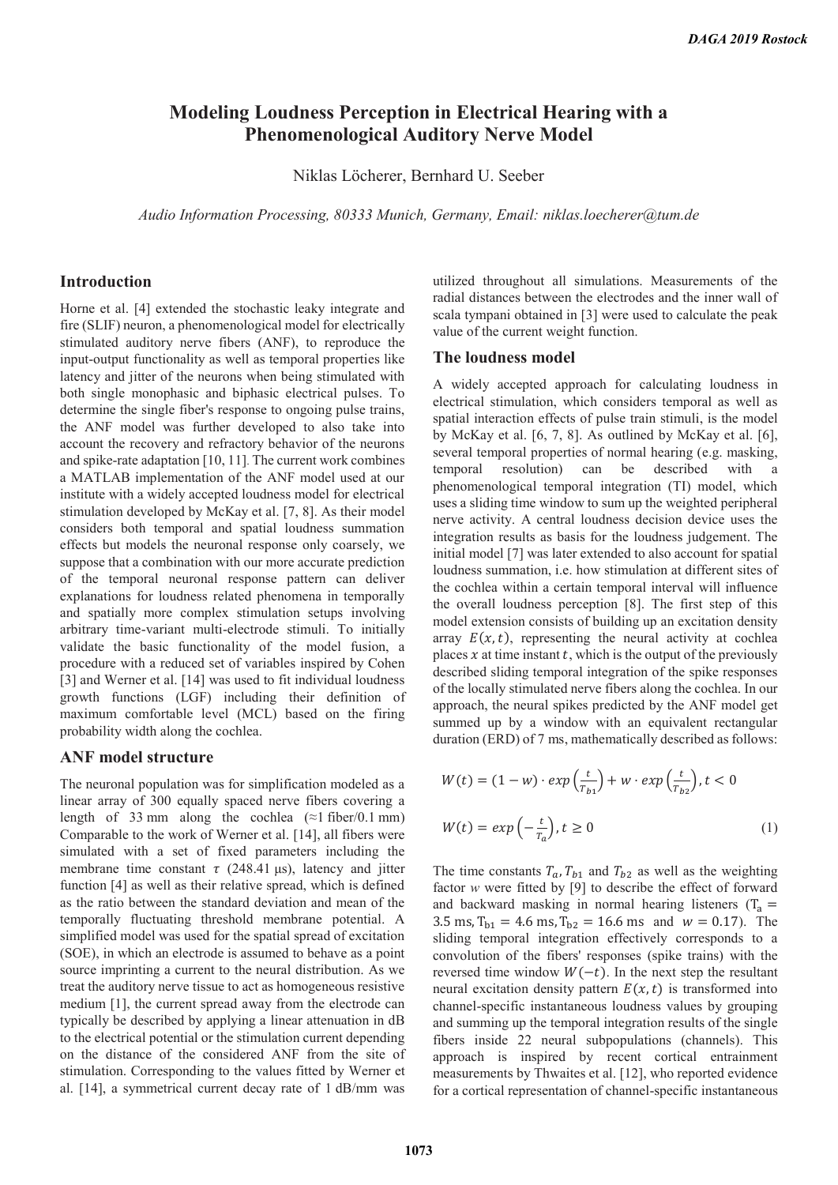# Modeling Loudness Perception in Electrical Hearing with a Phenomenological Auditory Nerve Model

Niklas Löcherer, Bernhard U. Seeber

*Audio Information Processing, 80333 Munich, Germany, Email: niklas.loecherer@tum.de*

## Introduction

Horne et al. [4] extended the stochastic leaky integrate and fire (SLIF) neuron, a phenomenological model for electrically stimulated auditory nerve fibers (ANF), to reproduce the input-output functionality as well as temporal properties like latency and jitter of the neurons when being stimulated with both single monophasic and biphasic electrical pulses. To determine the single fiber's response to ongoing pulse trains, the ANF model was further developed to also take into account the recovery and refractory behavior of the neurons and spike-rate adaptation [10, 11]. The current work combines a MATLAB implementation of the ANF model used at our institute with a widely accepted loudness model for electrical stimulation developed by McKay et al. [7, 8]. As their model considers both temporal and spatial loudness summation effects but models the neuronal response only coarsely, we suppose that a combination with our more accurate prediction of the temporal neuronal response pattern can deliver explanations for loudness related phenomena in temporally and spatially more complex stimulation setups involving arbitrary time-variant multi-electrode stimuli. To initially validate the basic functionality of the model fusion, a procedure with a reduced set of variables inspired by Cohen [3] and Werner et al. [14] was used to fit individual loudness growth functions (LGF) including their definition of maximum comfortable level (MCL) based on the firing probability width along the cochlea.

## ANF model structure

The neuronal population was for simplification modeled as a linear array of 300 equally spaced nerve fibers covering a length of 33 mm along the cochlea (≈1 fiber/0.1 mm) Comparable to the work of Werner et al. [14], all fibers were simulated with a set of fixed parameters including the membrane time constant $\tau$ (248.41 µs), latency and jitter function [4] as well as their relative spread, which is defined as the ratio between the standard deviation and mean of the temporally fluctuating threshold membrane potential. A simplified model was used for the spatial spread of excitation (SOE), in which an electrode is assumed to behave as a point source imprinting a current to the neural distribution. As we treat the auditory nerve tissue to act as homogeneous resistive medium [1], the current spread away from the electrode can typically be described by applying a linear attenuation in dB to the electrical potential or the stimulation current depending on the distance of the considered ANF from the site of stimulation. Corresponding to the values fitted by Werner et al. [14], a symmetrical current decay rate of 1 dB/mm was utilized throughout all simulations. Measurements of the radial distances between the electrodes and the inner wall of scala tympani obtained in [3] were used to calculate the peak value of the current weight function.

## The loudness model

A widely accepted approach for calculating loudness in electrical stimulation, which considers temporal as well as spatial interaction effects of pulse train stimuli, is the model by McKay et al. [6, 7, 8]. As outlined by McKay et al. [6], several temporal properties of normal hearing (e.g. masking, temporal resolution) can be described with a phenomenological temporal integration (TI) model, which uses a sliding time window to sum up the weighted peripheral nerve activity. A central loudness decision device uses the integration results as basis for the loudness judgement. The initial model [7] was later extended to also account for spatial loudness summation, i.e. how stimulation at different sites of the cochlea within a certain temporal interval will influence the overall loudness perception [8]. The first step of this model extension consists of building up an excitation density array $E(x,t)$, representing the neural activity at cochlea places $x$ at time instant $t$, which is the output of the previously described sliding temporal integration of the spike responses of the locally stimulated nerve fibers along the cochlea. In our approach, the neural spikes predicted by the ANF model get summed up by a window with an equivalent rectangular duration (ERD) of 7 ms, mathematically described as follows:

$$W(t) = (1-w)\cdot exp\left(\frac{t}{T_{b1}}\right) + w\cdot exp\left(\frac{t}{T_{b2}}\right), t < 0$$

$$W(t) = exp\left(-\frac{t}{T_a}\right), t \geq 0 \tag{1}$$

The time constants $T_a$, $T_{b1}$ and $T_{b2}$ as well as the weighting factor $w$ were fitted by [9] to describe the effect of forward and backward masking in normal hearing listeners ($T_a = 3.5$ ms, $T_{b1} = 4.6$ ms, $T_{b2} = 16.6$ ms and $w = 0.17$). The sliding temporal integration effectively corresponds to a convolution of the fibers' responses (spike trains) with the reversed time window $W(-t)$. In the next step the resultant neural excitation density pattern $E(x,t)$ is transformed into channel-specific instantaneous loudness values by grouping and summing up the temporal integration results of the single fibers inside 22 neural subpopulations (channels). This approach is inspired by recent cortical entrainment measurements by Thwaites et al. [12], who reported evidence for a cortical representation of channel-specific instantaneous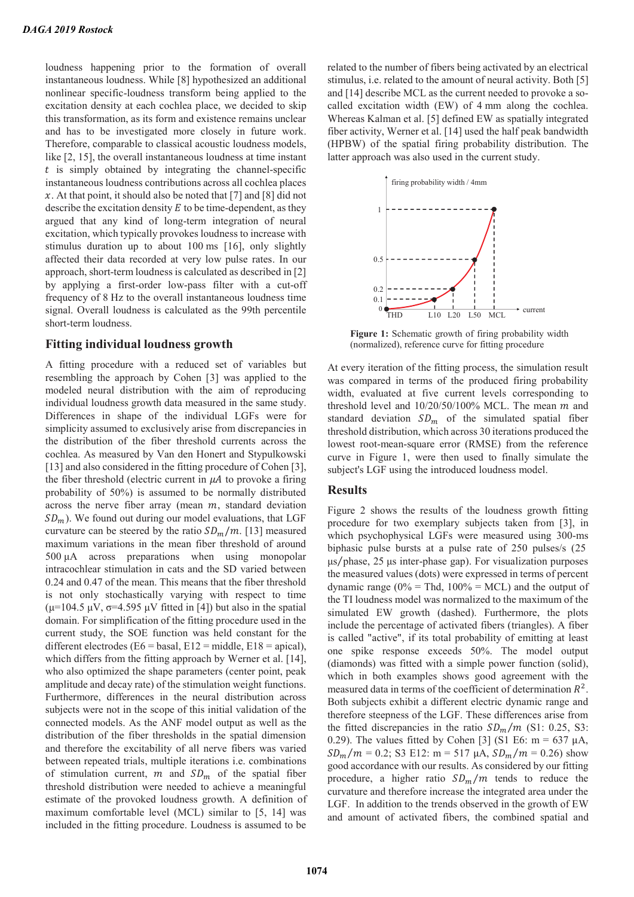loudness happening prior to the formation of overall instantaneous loudness. While [8] hypothesized an additional nonlinear specific-loudness transform being applied to the excitation density at each cochlea place, we decided to skip this transformation, as its form and existence remains unclear and has to be investigated more closely in future work. Therefore, comparable to classical acoustic loudness models, like [2, 15], the overall instantaneous loudness at time instant $t$ is simply obtained by integrating the channel-specific instantaneous loudness contributions across all cochlea places $x$. At that point, it should also be noted that [7] and [8] did not describe the excitation density $E$ to be time-dependent, as they argued that any kind of long-term integration of neural excitation, which typically provokes loudness to increase with stimulus duration up to about 100 ms [16], only slightly affected their data recorded at very low pulse rates. In our approach, short-term loudness is calculated as described in [2] by applying a first-order low-pass filter with a cut-off frequency of 8 Hz to the overall instantaneous loudness time signal. Overall loudness is calculated as the 99th percentile short-term loudness.

## Fitting individual loudness growth

A fitting procedure with a reduced set of variables but resembling the approach by Cohen [3] was applied to the modeled neural distribution with the aim of reproducing individual loudness growth data measured in the same study. Differences in shape of the individual LGFs were for simplicity assumed to exclusively arise from discrepancies in the distribution of the fiber threshold currents across the cochlea. As measured by Van den Honert and Stypulkowski [13] and also considered in the fitting procedure of Cohen [3], the fiber threshold (electric current in $\mu A$ to provoke a firing probability of 50%) is assumed to be normally distributed across the nerve fiber array (mean $m$, standard deviation $SD_m$). We found out during our model evaluations, that LGF curvature can be steered by the ratio $SD_m/m$. [13] measured maximum variations in the mean fiber threshold of around 500 µA across preparations when using monopolar intracochlear stimulation in cats and the SD varied between 0.24 and 0.47 of the mean. This means that the fiber threshold is not only stochastically varying with respect to time (μ=104.5 µV, σ=4.595 µV fitted in [4]) but also in the spatial domain. For simplification of the fitting procedure used in the current study, the SOE function was held constant for the different electrodes (E6 = basal, E12 = middle, E18 = apical), which differs from the fitting approach by Werner et al. [14], who also optimized the shape parameters (center point, peak amplitude and decay rate) of the stimulation weight functions. Furthermore, differences in the neural distribution across subjects were not in the scope of this initial validation of the connected models. As the ANF model output as well as the distribution of the fiber thresholds in the spatial dimension and therefore the excitability of all nerve fibers was varied between repeated trials, multiple iterations i.e. combinations of stimulation current, $m$ and $SD_m$ of the spatial fiber threshold distribution were needed to achieve a meaningful estimate of the provoked loudness growth. A definition of maximum comfortable level (MCL) similar to [5, 14] was included in the fitting procedure. Loudness is assumed to be related to the number of fibers being activated by an electrical stimulus, i.e. related to the amount of neural activity. Both [5] and [14] describe MCL as the current needed to provoke a so-called excitation width (EW) of 4 mm along the cochlea. Whereas Kalman et al. [5] defined EW as spatially integrated fiber activity, Werner et al. [14] used the half peak bandwidth (HPBW) of the spatial firing probability distribution. The latter approach was also used in the current study.

**Figure 1:** Schematic growth of firing probability width (normalized), reference curve for fitting procedure

At every iteration of the fitting process, the simulation result was compared in terms of the produced firing probability width, evaluated at five current levels corresponding to threshold level and 10/20/50/100% MCL. The mean $m$ and standard deviation $SD_m$ of the simulated spatial fiber threshold distribution, which across 30 iterations produced the lowest root-mean-square error (RMSE) from the reference curve in Figure 1, were then used to finally simulate the subject's LGF using the introduced loudness model.

## Results

Figure 2 shows the results of the loudness growth fitting procedure for two exemplary subjects taken from [3], in which psychophysical LGFs were measured using 300-ms biphasic pulse bursts at a pulse rate of 250 pulses/s (25 µs/phase, 25 µs inter-phase gap). For visualization purposes the measured values (dots) were expressed in terms of percent dynamic range (0% = Thd, 100% = MCL) and the output of the TI loudness model was normalized to the maximum of the simulated EW growth (dashed). Furthermore, the plots include the percentage of activated fibers (triangles). A fiber is called "active", if its total probability of emitting at least one spike response exceeds 50%. The model output (diamonds) was fitted with a simple power function (solid), which in both examples shows good agreement with the measured data in terms of the coefficient of determination $R^2$. Both subjects exhibit a different electric dynamic range and therefore steepness of the LGF. These differences arise from the fitted discrepancies in the ratio $SD_m/m$ (S1: 0.25, S3: 0.29). The values fitted by Cohen [3] (S1 E6: m = 637 µA, $SD_m/m$ = 0.2; S3 E12: m = 517 µA, $SD_m/m$ = 0.26) show good accordance with our results. As considered by our fitting procedure, a higher ratio $SD_m/m$ tends to reduce the curvature and therefore increase the integrated area under the LGF. In addition to the trends observed in the growth of EW and amount of activated fibers, the combined spatial and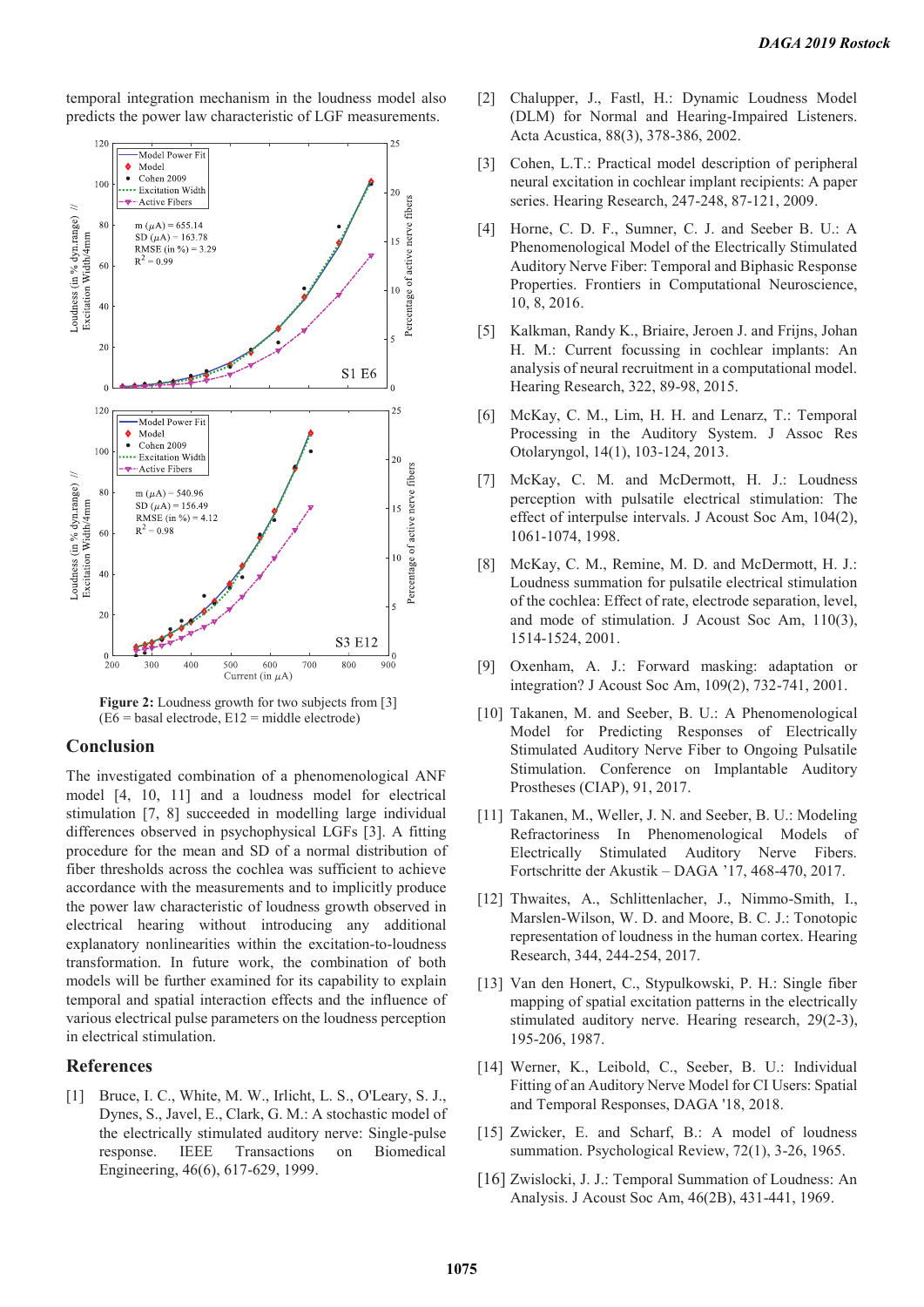temporal integration mechanism in the loudness model also predicts the power law characteristic of LGF measurements.

Model Power Fit
Model
Cohen 2009
Excitation Width
Active Fibers

m ($\mu$A) = 655.14
SD ($\mu$A) = 163.78
RMSE (in %) = 3.29
$R^2$ = 0.99

S1 E6

Model Power Fit
Model
Cohen 2009
Excitation Width
Active Fibers

m ($\mu$A) = 540.96
SD ($\mu$A) = 156.49
RMSE (in %) = 4.12
$R^2$ = 0.98

S3 E12

Loudness (in % dyn.range) // Excitation Width/4mm

Percentage of active nerve fibers

Current (in $\mu$A)

0
20
40
60
80
100
120

0
5
10
15
20
25

200
300
400
500
600
700
800
900

**Figure 2:** Loudness growth for two subjects from [3] (E6 = basal electrode, E12 = middle electrode)

## Conclusion

The investigated combination of a phenomenological ANF model [4, 10, 11] and a loudness model for electrical stimulation [7, 8] succeeded in modelling large individual differences observed in psychophysical LGFs [3]. A fitting procedure for the mean and SD of a normal distribution of fiber thresholds across the cochlea was sufficient to achieve accordance with the measurements and to implicitly produce the power law characteristic of loudness growth observed in electrical hearing without introducing any additional explanatory nonlinearities within the excitation-to-loudness transformation. In future work, the combination of both models will be further examined for its capability to explain temporal and spatial interaction effects and the influence of various electrical pulse parameters on the loudness perception in electrical stimulation.

## References

[1] Bruce, I. C., White, M. W., Irlicht, L. S., O'Leary, S. J., Dynes, S., Javel, E., Clark, G. M.: A stochastic model of the electrically stimulated auditory nerve: Single-pulse response. IEEE Transactions on Biomedical Engineering, 46(6), 617-629, 1999.

[2] Chalupper, J., Fastl, H.: Dynamic Loudness Model (DLM) for Normal and Hearing-Impaired Listeners. Acta Acustica, 88(3), 378-386, 2002.

[3] Cohen, L.T.: Practical model description of peripheral neural excitation in cochlear implant recipients: A paper series. Hearing Research, 247-248, 87-121, 2009.

[4] Horne, C. D. F., Sumner, C. J. and Seeber B. U.: A Phenomenological Model of the Electrically Stimulated Auditory Nerve Fiber: Temporal and Biphasic Response Properties. Frontiers in Computational Neuroscience, 10, 8, 2016.

[5] Kalkman, Randy K., Briaire, Jeroen J. and Frijns, Johan H. M.: Current focussing in cochlear implants: An analysis of neural recruitment in a computational model. Hearing Research, 322, 89-98, 2015.

[6] McKay, C. M., Lim, H. H. and Lenarz, T.: Temporal Processing in the Auditory System. J Assoc Res Otolaryngol, 14(1), 103-124, 2013.

[7] McKay, C. M. and McDermott, H. J.: Loudness perception with pulsatile electrical stimulation: The effect of interpulse intervals. J Acoust Soc Am, 104(2), 1061-1074, 1998.

[8] McKay, C. M., Remine, M. D. and McDermott, H. J.: Loudness summation for pulsatile electrical stimulation of the cochlea: Effect of rate, electrode separation, level, and mode of stimulation. J Acoust Soc Am, 110(3), 1514-1524, 2001.

[9] Oxenham, A. J.: Forward masking: adaptation or integration? J Acoust Soc Am, 109(2), 732-741, 2001.

[10] Takanen, M. and Seeber, B. U.: A Phenomenological Model for Predicting Responses of Electrically Stimulated Auditory Nerve Fiber to Ongoing Pulsatile Stimulation. Conference on Implantable Auditory Prostheses (CIAP), 91, 2017.

[11] Takanen, M., Weller, J. N. and Seeber, B. U.: Modeling Refractoriness In Phenomenological Models of Electrically Stimulated Auditory Nerve Fibers. Fortschritte der Akustik – DAGA '17, 468-470, 2017.

[12] Thwaites, A., Schlittenlacher, J., Nimmo-Smith, I., Marslen-Wilson, W. D. and Moore, B. C. J.: Tonotopic representation of loudness in the human cortex. Hearing Research, 344, 244-254, 2017.

[13] Van den Honert, C., Stypulkowski, P. H.: Single fiber mapping of spatial excitation patterns in the electrically stimulated auditory nerve. Hearing research, 29(2-3), 195-206, 1987.

[14] Werner, K., Leibold, C., Seeber, B. U.: Individual Fitting of an Auditory Nerve Model for CI Users: Spatial and Temporal Responses, DAGA '18, 2018.

[15] Zwicker, E. and Scharf, B.: A model of loudness summation. Psychological Review, 72(1), 3-26, 1965.

[16] Zwislocki, J. J.: Temporal Summation of Loudness: An Analysis. J Acoust Soc Am, 46(2B), 431-441, 1969.